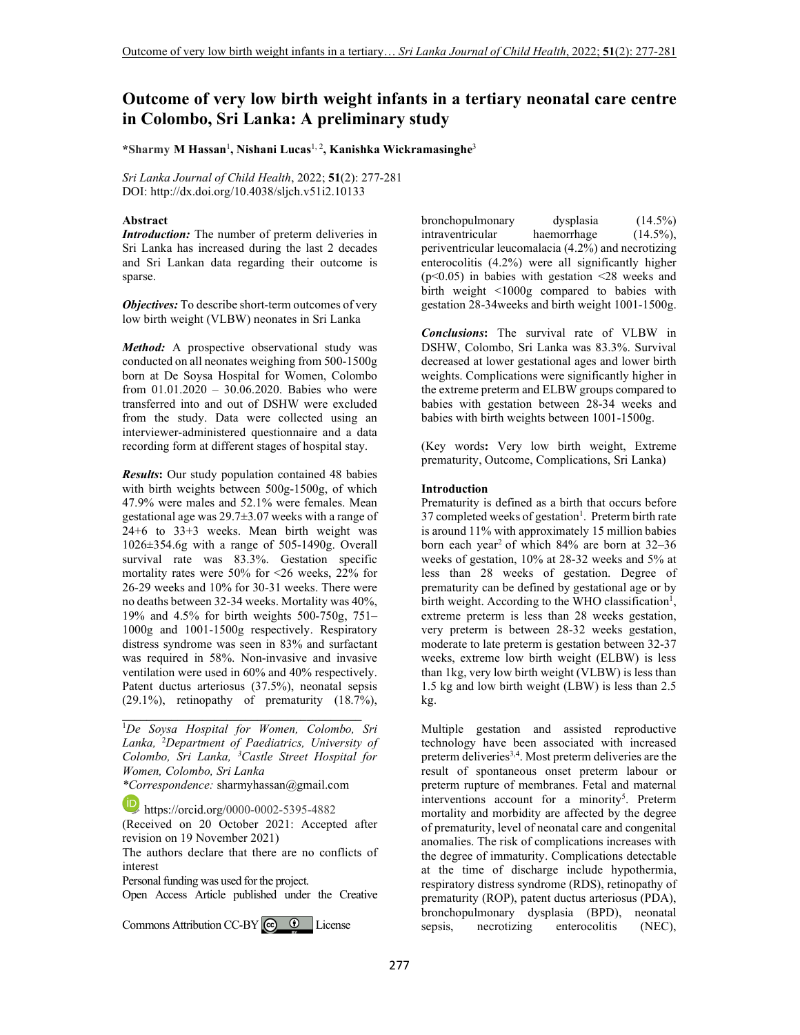# Outcome of very low birth weight infants in a tertiary neonatal care centre in Colombo, Sri Lanka: A preliminary study

**\*Sharmy M Hassan**[1], **Nishani Lucas**[1, 2], **Kanishka Wickramasinghe**[3]

*Sri Lanka Journal of Child Health*, 2022; **51**(2): 277-281
DOI: http://dx.doi.org/10.4038/sljch.v51i2.10133

## Abstract

***Introduction:*** The number of preterm deliveries in Sri Lanka has increased during the last 2 decades and Sri Lankan data regarding their outcome is sparse.

***Objectives:*** To describe short-term outcomes of very low birth weight (VLBW) neonates in Sri Lanka

***Method:*** A prospective observational study was conducted on all neonates weighing from 500-1500g born at De Soysa Hospital for Women, Colombo from 01.01.2020 – 30.06.2020. Babies who were transferred into and out of DSHW were excluded from the study. Data were collected using an interviewer-administered questionnaire and a data recording form at different stages of hospital stay.

***Results*:** Our study population contained 48 babies with birth weights between 500g-1500g, of which 47.9% were males and 52.1% were females. Mean gestational age was 29.7±3.07 weeks with a range of 24+6 to 33+3 weeks. Mean birth weight was 1026±354.6g with a range of 505-1490g. Overall survival rate was 83.3%. Gestation specific mortality rates were 50% for <26 weeks, 22% for 26-29 weeks and 10% for 30-31 weeks. There were no deaths between 32-34 weeks. Mortality was 40%, 19% and 4.5% for birth weights 500-750g, 751–1000g and 1001-1500g respectively. Respiratory distress syndrome was seen in 83% and surfactant was required in 58%. Non-invasive and invasive ventilation were used in 60% and 40% respectively. Patent ductus arteriosus (37.5%), neonatal sepsis (29.1%), retinopathy of prematurity (18.7%), bronchopulmonary dysplasia (14.5%) intraventricular haemorrhage (14.5%), periventricular leucomalacia (4.2%) and necrotizing enterocolitis (4.2%) were all significantly higher ($p<0.05$) in babies with gestation <28 weeks and birth weight <1000g compared to babies with gestation 28-34weeks and birth weight 1001-1500g.

***Conclusions*:** The survival rate of VLBW in DSHW, Colombo, Sri Lanka was 83.3%. Survival decreased at lower gestational ages and lower birth weights. Complications were significantly higher in the extreme preterm and ELBW groups compared to babies with gestation between 28-34 weeks and babies with birth weights between 1001-1500g.

(Key words**:** Very low birth weight, Extreme prematurity, Outcome, Complications, Sri Lanka)

---

[1]*De Soysa Hospital for Women, Colombo, Sri Lanka,* [2]*Department of Paediatrics, University of Colombo, Sri Lanka,* [3]*Castle Street Hospital for Women, Colombo, Sri Lanka*

*\*Correspondence:* sharmyhassan@gmail.com

https://orcid.org/0000-0002-5395-4882

(Received on 20 October 2021: Accepted after revision on 19 November 2021)

The authors declare that there are no conflicts of interest

Personal funding was used for the project.

Open Access Article published under the Creative Commons Attribution CC-BY License

## Introduction

Prematurity is defined as a birth that occurs before 37 completed weeks of gestation[1]. Preterm birth rate is around 11% with approximately 15 million babies born each year[2] of which 84% are born at 32–36 weeks of gestation, 10% at 28-32 weeks and 5% at less than 28 weeks of gestation. Degree of prematurity can be defined by gestational age or by birth weight. According to the WHO classification[1], extreme preterm is less than 28 weeks gestation, very preterm is between 28-32 weeks gestation, moderate to late preterm is gestation between 32-37 weeks, extreme low birth weight (ELBW) is less than 1kg, very low birth weight (VLBW) is less than 1.5 kg and low birth weight (LBW) is less than 2.5 kg.

Multiple gestation and assisted reproductive technology have been associated with increased preterm deliveries[3,4]. Most preterm deliveries are the result of spontaneous onset preterm labour or preterm rupture of membranes. Fetal and maternal interventions account for a minority[5]. Preterm mortality and morbidity are affected by the degree of prematurity, level of neonatal care and congenital anomalies. The risk of complications increases with the degree of immaturity. Complications detectable at the time of discharge include hypothermia, respiratory distress syndrome (RDS), retinopathy of prematurity (ROP), patent ductus arteriosus (PDA), bronchopulmonary dysplasia (BPD), neonatal sepsis, necrotizing enterocolitis (NEC),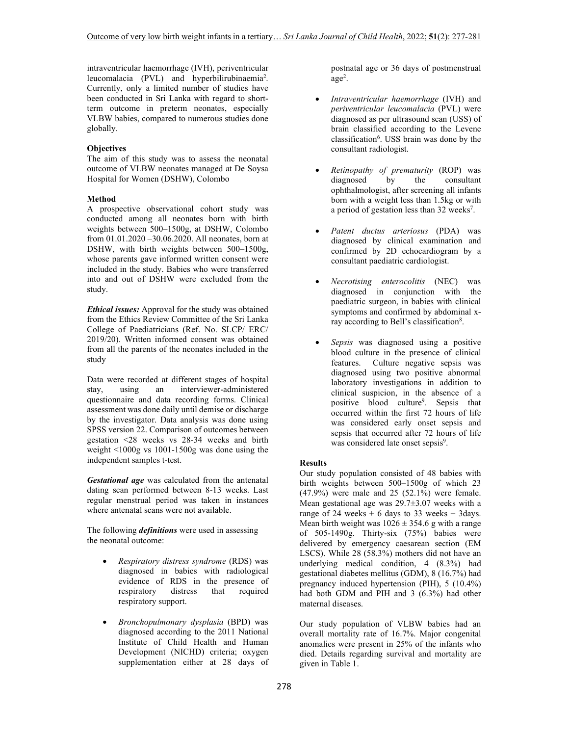intraventricular haemorrhage (IVH), periventricular leucomalacia (PVL) and hyperbilirubinaemia[2]. Currently, only a limited number of studies have been conducted in Sri Lanka with regard to short-term outcome in preterm neonates, especially VLBW babies, compared to numerous studies done globally.

### Objectives

The aim of this study was to assess the neonatal outcome of VLBW neonates managed at De Soysa Hospital for Women (DSHW), Colombo

### Method

A prospective observational cohort study was conducted among all neonates born with birth weights between 500–1500g, at DSHW, Colombo from 01.01.2020 –30.06.2020. All neonates, born at DSHW, with birth weights between 500–1500g, whose parents gave informed written consent were included in the study. Babies who were transferred into and out of DSHW were excluded from the study.

***Ethical issues:*** Approval for the study was obtained from the Ethics Review Committee of the Sri Lanka College of Paediatricians (Ref. No. SLCP/ ERC/ 2019/20). Written informed consent was obtained from all the parents of the neonates included in the study

Data were recorded at different stages of hospital stay, using an interviewer-administered questionnaire and data recording forms. Clinical assessment was done daily until demise or discharge by the investigator. Data analysis was done using SPSS version 22. Comparison of outcomes between gestation <28 weeks vs 28-34 weeks and birth weight <1000g vs 1001-1500g was done using the independent samples t-test.

***Gestational age*** was calculated from the antenatal dating scan performed between 8-13 weeks. Last regular menstrual period was taken in instances where antenatal scans were not available.

The following ***definitions*** were used in assessing the neonatal outcome:

- *Respiratory distress syndrome* (RDS) was diagnosed in babies with radiological evidence of RDS in the presence of respiratory distress that required respiratory support.
- *Bronchopulmonary dysplasia* (BPD) was diagnosed according to the 2011 National Institute of Child Health and Human Development (NICHD) criteria; oxygen supplementation either at 28 days of postnatal age or 36 days of postmenstrual age[2].
- *Intraventricular haemorrhage* (IVH) and *periventricular leucomalacia* (PVL) were diagnosed as per ultrasound scan (USS) of brain classified according to the Levene classification[6]. USS brain was done by the consultant radiologist.
- *Retinopathy of prematurity* (ROP) was diagnosed by the consultant ophthalmologist, after screening all infants born with a weight less than 1.5kg or with a period of gestation less than 32 weeks[7].
- *Patent ductus arteriosus* (PDA) was diagnosed by clinical examination and confirmed by 2D echocardiogram by a consultant paediatric cardiologist.
- *Necrotising enterocolitis* (NEC) was diagnosed in conjunction with the paediatric surgeon, in babies with clinical symptoms and confirmed by abdominal x-ray according to Bell's classification[8].
- *Sepsis* was diagnosed using a positive blood culture in the presence of clinical features. Culture negative sepsis was diagnosed using two positive abnormal laboratory investigations in addition to clinical suspicion, in the absence of a positive blood culture[9]. Sepsis that occurred within the first 72 hours of life was considered early onset sepsis and sepsis that occurred after 72 hours of life was considered late onset sepsis[9].

### Results

Our study population consisted of 48 babies with birth weights between 500–1500g of which 23 (47.9%) were male and 25 (52.1%) were female. Mean gestational age was 29.7±3.07 weeks with a range of 24 weeks + 6 days to 33 weeks + 3days. Mean birth weight was 1026 ± 354.6 g with a range of 505-1490g. Thirty-six (75%) babies were delivered by emergency caesarean section (EM LSCS). While 28 (58.3%) mothers did not have an underlying medical condition, 4 (8.3%) had gestational diabetes mellitus (GDM), 8 (16.7%) had pregnancy induced hypertension (PIH), 5 (10.4%) had both GDM and PIH and 3 (6.3%) had other maternal diseases.

Our study population of VLBW babies had an overall mortality rate of 16.7%. Major congenital anomalies were present in 25% of the infants who died. Details regarding survival and mortality are given in Table 1.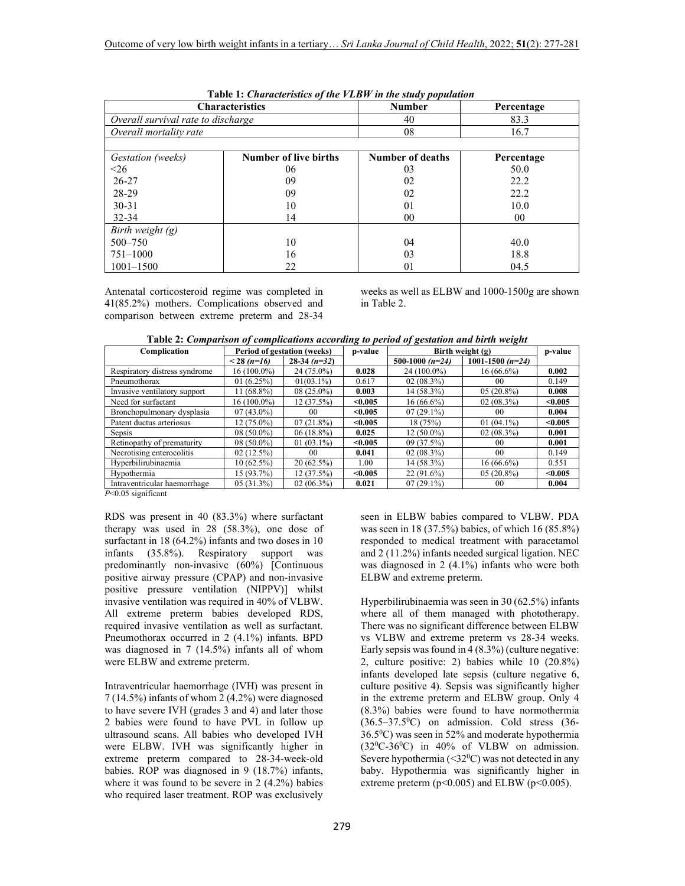**Table 1:** *Characteristics of the VLBW in the study population*

| Characteristics | | Number | Percentage |
|---|---|---|---|
| *Overall survival rate to discharge* | | 40 | 83.3 |
| *Overall mortality rate* | | 08 | 16.7 |
| | | | |
| *Gestation (weeks)* | **Number of live births** | **Number of deaths** | **Percentage** |
| <26 | 06 | 03 | 50.0 |
| 26-27 | 09 | 02 | 22.2 |
| 28-29 | 09 | 02 | 22.2 |
| 30-31 | 10 | 01 | 10.0 |
| 32-34 | 14 | 00 | 00 |
| *Birth weight (g)* | | | |
| 500–750 | 10 | 04 | 40.0 |
| 751–1000 | 16 | 03 | 18.8 |
| 1001–1500 | 22 | 01 | 04.5 |

Antenatal corticosteroid regime was completed in 41(85.2%) mothers. Complications observed and comparison between extreme preterm and 28-34 weeks as well as ELBW and 1000-1500g are shown in Table 2.

**Table 2:** *Comparison of complications according to period of gestation and birth weight*

| Complication | Period of gestation (weeks) | | p-value | Birth weight (g) | | p-value |
|---|---|---|---|---|---|---|
| | **< 28 *(n=16)*** | **28-34 *(n=32)*** | | **500-1000 *(n=24)*** | **1001-1500 *(n=24)*** | |
| Respiratory distress syndrome | 16 (100.0%) | 24 (75.0%) | **0.028** | 24 (100.0%) | 16 (66.6%) | **0.002** |
| Pneumothorax | 01 (6.25%) | 01(03.1%) | 0.617 | 02 (08.3%) | 00 | 0.149 |
| Invasive ventilatory support | 11 (68.8%) | 08 (25.0%) | **0.003** | 14 (58.3%) | 05 (20.8%) | **0.008** |
| Need for surfactant | 16 (100.0%) | 12 (37.5%) | **<0.005** | 16 (66.6%) | 02 (08.3%) | **<0.005** |
| Bronchopulmonary dysplasia | 07 (43.0%) | 00 | **<0.005** | 07 (29.1%) | 00 | **0.004** |
| Patent ductus arteriosus | 12 (75.0%) | 07 (21.8%) | **<0.005** | 18 (75%) | 01 (04.1%) | **<0.005** |
| Sepsis | 08 (50.0%) | 06 (18.8%) | **0.025** | 12 (50.0%) | 02 (08.3%) | **0.001** |
| Retinopathy of prematurity | 08 (50.0%) | 01 (03.1%) | **<0.005** | 09 (37.5%) | 00 | **0.001** |
| Necrotising enterocolitis | 02 (12.5%) | 00 | **0.041** | 02 (08.3%) | 00 | 0.149 |
| Hyperbilirubinaemia | 10 (62.5%) | 20 (62.5%) | 1.00 | 14 (58.3%) | 16 (66.6%) | 0.551 |
| Hypothermia | 15 (93.7%) | 12 (37.5%) | **<0.005** | 22 (91.6%) | 05 (20.8%) | **<0.005** |
| Intraventricular haemorrhage | 05 (31.3%) | 02 (06.3%) | **0.021** | 07 (29.1%) | 00 | **0.004** |

*P*<0.05 significant

RDS was present in 40 (83.3%) where surfactant therapy was used in 28 (58.3%), one dose of surfactant in 18 (64.2%) infants and two doses in 10 infants (35.8%). Respiratory support was predominantly non-invasive (60%) [Continuous positive airway pressure (CPAP) and non-invasive positive pressure ventilation (NIPPV)] whilst invasive ventilation was required in 40% of VLBW. All extreme preterm babies developed RDS, required invasive ventilation as well as surfactant. Pneumothorax occurred in 2 (4.1%) infants. BPD was diagnosed in 7 (14.5%) infants all of whom were ELBW and extreme preterm.

Intraventricular haemorrhage (IVH) was present in 7 (14.5%) infants of whom 2 (4.2%) were diagnosed to have severe IVH (grades 3 and 4) and later those 2 babies were found to have PVL in follow up ultrasound scans. All babies who developed IVH were ELBW. IVH was significantly higher in extreme preterm compared to 28-34-week-old babies. ROP was diagnosed in 9 (18.7%) infants, where it was found to be severe in 2 (4.2%) babies who required laser treatment. ROP was exclusively seen in ELBW babies compared to VLBW. PDA was seen in 18 (37.5%) babies, of which 16 (85.8%) responded to medical treatment with paracetamol and 2 (11.2%) infants needed surgical ligation. NEC was diagnosed in 2 (4.1%) infants who were both ELBW and extreme preterm.

Hyperbilirubinaemia was seen in 30 (62.5%) infants where all of them managed with phototherapy. There was no significant difference between ELBW vs VLBW and extreme preterm vs 28-34 weeks. Early sepsis was found in 4 (8.3%) (culture negative: 2, culture positive: 2) babies while 10 (20.8%) infants developed late sepsis (culture negative 6, culture positive 4). Sepsis was significantly higher in the extreme preterm and ELBW group. Only 4 (8.3%) babies were found to have normothermia (36.5–37.5$^0$C) on admission. Cold stress (36-36.5$^0$C) was seen in 52% and moderate hypothermia (32$^0$C-36$^0$C) in 40% of VLBW on admission. Severe hypothermia (<32$^0$C) was not detected in any baby. Hypothermia was significantly higher in extreme preterm ($p<0.005$) and ELBW ($p<0.005$).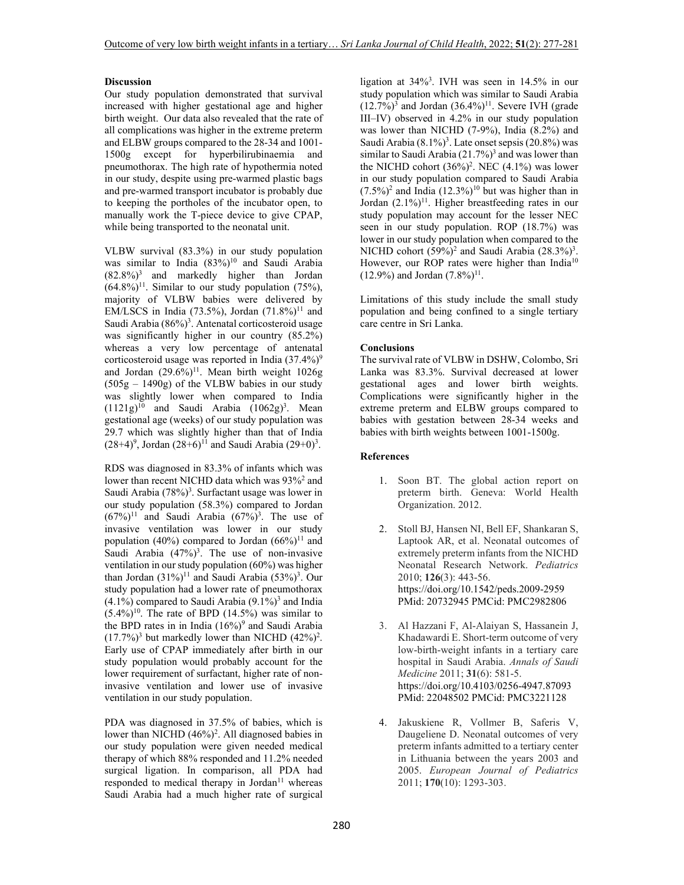## Discussion

Our study population demonstrated that survival increased with higher gestational age and higher birth weight. Our data also revealed that the rate of all complications was higher in the extreme preterm and ELBW groups compared to the 28-34 and 1001-1500g except for hyperbilirubinaemia and pneumothorax. The high rate of hypothermia noted in our study, despite using pre-warmed plastic bags and pre-warmed transport incubator is probably due to keeping the portholes of the incubator open, to manually work the T-piece device to give CPAP, while being transported to the neonatal unit.

VLBW survival (83.3%) in our study population was similar to India (83%)[10] and Saudi Arabia (82.8%)[3] and markedly higher than Jordan (64.8%)[11]. Similar to our study population (75%), majority of VLBW babies were delivered by EM/LSCS in India (73.5%), Jordan (71.8%)[11] and Saudi Arabia (86%)[3]. Antenatal corticosteroid usage was significantly higher in our country (85.2%) whereas a very low percentage of antenatal corticosteroid usage was reported in India (37.4%)[9] and Jordan (29.6%)[11]. Mean birth weight 1026g (505g – 1490g) of the VLBW babies in our study was slightly lower when compared to India (1121g)[10] and Saudi Arabia (1062g)[3]. Mean gestational age (weeks) of our study population was 29.7 which was slightly higher than that of India (28+4)[9], Jordan (28+6)[11] and Saudi Arabia (29+0)[3].

RDS was diagnosed in 83.3% of infants which was lower than recent NICHD data which was 93%[2] and Saudi Arabia (78%)[3]. Surfactant usage was lower in our study population (58.3%) compared to Jordan (67%)[11] and Saudi Arabia (67%)[3]. The use of invasive ventilation was lower in our study population (40%) compared to Jordan (66%)[11] and Saudi Arabia (47%)[3]. The use of non-invasive ventilation in our study population (60%) was higher than Jordan (31%)[11] and Saudi Arabia (53%)[3]. Our study population had a lower rate of pneumothorax (4.1%) compared to Saudi Arabia (9.1%)[3] and India (5.4%)[10]. The rate of BPD (14.5%) was similar to the BPD rates in in India (16%)[9] and Saudi Arabia (17.7%)[3] but markedly lower than NICHD (42%)[2]. Early use of CPAP immediately after birth in our study population would probably account for the lower requirement of surfactant, higher rate of non-invasive ventilation and lower use of invasive ventilation in our study population.

PDA was diagnosed in 37.5% of babies, which is lower than NICHD (46%)[2]. All diagnosed babies in our study population were given needed medical therapy of which 88% responded and 11.2% needed surgical ligation. In comparison, all PDA had responded to medical therapy in Jordan[11] whereas Saudi Arabia had a much higher rate of surgical ligation at 34%[3]. IVH was seen in 14.5% in our study population which was similar to Saudi Arabia (12.7%)[3] and Jordan (36.4%)[11]. Severe IVH (grade III–IV) observed in 4.2% in our study population was lower than NICHD (7-9%), India (8.2%) and Saudi Arabia (8.1%)[3]. Late onset sepsis (20.8%) was similar to Saudi Arabia (21.7%)[3] and was lower than the NICHD cohort (36%)[2]. NEC (4.1%) was lower in our study population compared to Saudi Arabia (7.5%)[2] and India (12.3%)[10] but was higher than in Jordan (2.1%)[11]. Higher breastfeeding rates in our study population may account for the lesser NEC seen in our study population. ROP (18.7%) was lower in our study population when compared to the NICHD cohort (59%)[2] and Saudi Arabia (28.3%)[3]. However, our ROP rates were higher than India[10] (12.9%) and Jordan (7.8%)[11].

Limitations of this study include the small study population and being confined to a single tertiary care centre in Sri Lanka.

## Conclusions

The survival rate of VLBW in DSHW, Colombo, Sri Lanka was 83.3%. Survival decreased at lower gestational ages and lower birth weights. Complications were significantly higher in the extreme preterm and ELBW groups compared to babies with gestation between 28-34 weeks and babies with birth weights between 1001-1500g.

## References

1. Soon BT. The global action report on preterm birth. Geneva: World Health Organization. 2012.

2. Stoll BJ, Hansen NI, Bell EF, Shankaran S, Laptook AR, et al. Neonatal outcomes of extremely preterm infants from the NICHD Neonatal Research Network. *Pediatrics* 2010; **126**(3): 443-56. https://doi.org/10.1542/peds.2009-2959 PMid: 20732945 PMCid: PMC2982806

3. Al Hazzani F, Al-Alaiyan S, Hassanein J, Khadawardi E. Short-term outcome of very low-birth-weight infants in a tertiary care hospital in Saudi Arabia. *Annals of Saudi Medicine* 2011; **31**(6): 581-5. https://doi.org/10.4103/0256-4947.87093 PMid: 22048502 PMCid: PMC3221128

4. Jakuskiene R, Vollmer B, Saferis V, Daugeliene D. Neonatal outcomes of very preterm infants admitted to a tertiary center in Lithuania between the years 2003 and 2005. *European Journal of Pediatrics* 2011; **170**(10): 1293-303.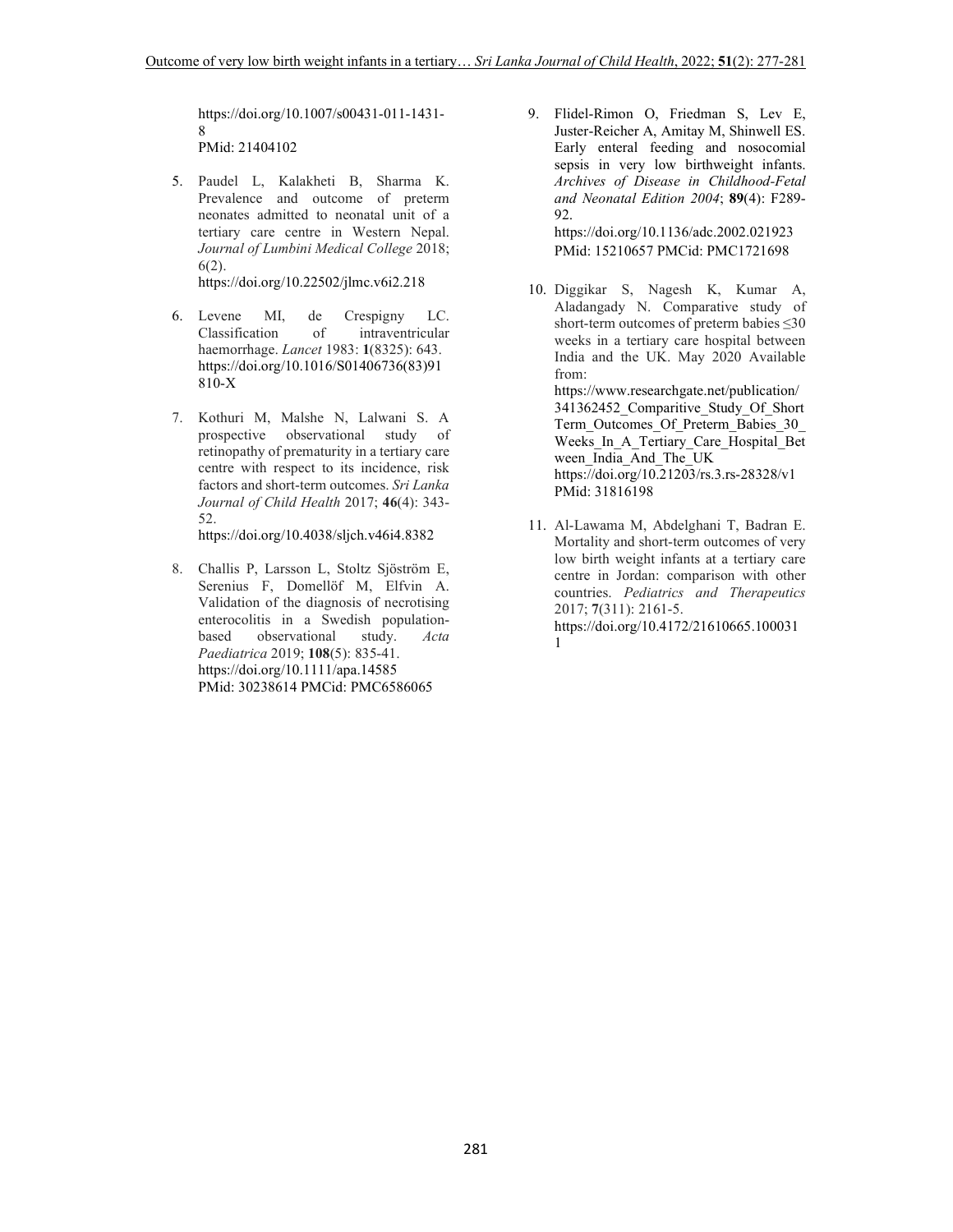https://doi.org/10.1007/s00431-011-1431-8
PMid: 21404102

5. Paudel L, Kalakheti B, Sharma K. Prevalence and outcome of preterm neonates admitted to neonatal unit of a tertiary care centre in Western Nepal. *Journal of Lumbini Medical College* 2018; 6(2).
https://doi.org/10.22502/jlmc.v6i2.218

6. Levene MI, de Crespigny LC. Classification of intraventricular haemorrhage. *Lancet* 1983: **1**(8325): 643.
https://doi.org/10.1016/S01406736(83)91810-X

7. Kothuri M, Malshe N, Lalwani S. A prospective observational study of retinopathy of prematurity in a tertiary care centre with respect to its incidence, risk factors and short-term outcomes. *Sri Lanka Journal of Child Health* 2017; **46**(4): 343-52.
https://doi.org/10.4038/sljch.v46i4.8382

8. Challis P, Larsson L, Stoltz Sjöström E, Serenius F, Domellöf M, Elfvin A. Validation of the diagnosis of necrotising enterocolitis in a Swedish population-based observational study. *Acta Paediatrica* 2019; **108**(5): 835-41.
https://doi.org/10.1111/apa.14585
PMid: 30238614 PMCid: PMC6586065

9. Flidel-Rimon O, Friedman S, Lev E, Juster-Reicher A, Amitay M, Shinwell ES. Early enteral feeding and nosocomial sepsis in very low birthweight infants. *Archives of Disease in Childhood-Fetal and Neonatal Edition 2004*; **89**(4): F289-92.
https://doi.org/10.1136/adc.2002.021923
PMid: 15210657 PMCid: PMC1721698

10. Diggikar S, Nagesh K, Kumar A, Aladangady N. Comparative study of short-term outcomes of preterm babies ≤30 weeks in a tertiary care hospital between India and the UK. May 2020 Available from:
https://www.researchgate.net/publication/341362452_Comparitive_Study_Of_Short_Term_Outcomes_Of_Preterm_Babies_30_Weeks_In_A_Tertiary_Care_Hospital_Between_India_And_The_UK
https://doi.org/10.21203/rs.3.rs-28328/v1
PMid: 31816198

11. Al-Lawama M, Abdelghani T, Badran E. Mortality and short-term outcomes of very low birth weight infants at a tertiary care centre in Jordan: comparison with other countries. *Pediatrics and Therapeutics* 2017; **7**(311): 2161-5.
https://doi.org/10.4172/21610665.1000311